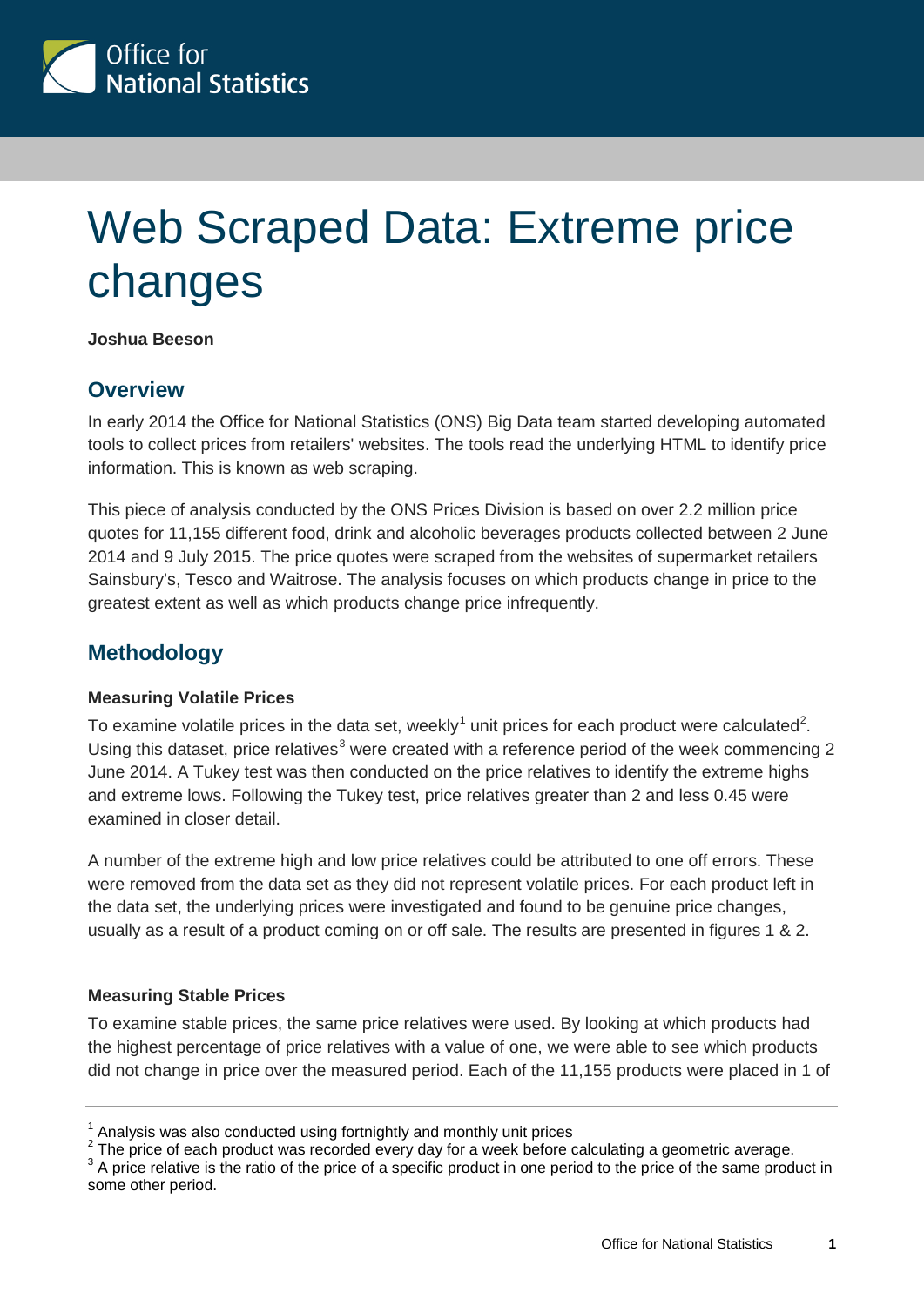# Web Scraped Data: Extreme price changes

**Joshua Beeson**

## Overview

In early 2014 the Office for National Statistics (ONS) Big Data team started developing automated tools to collect prices from retailers' websites. The tools read the underlying HTML to identify price information. This is known as web scraping.

This piece of analysis conducted by the ONS Prices Division is based on over 2.2 million price quotes for 11,155 different food, drink and alcoholic beverages products collected between 2 June 2014 and 9 July 2015. The price quotes were scraped from the websites of supermarket retailers Sainsbury's, Tesco and Waitrose. The analysis focuses on which products change in price to the greatest extent as well as which products change price infrequently.

## Methodology

### Measuring Volatile Prices

To examine volatile prices in the data set, weekly[1] unit prices for each product were calculated[2]. Using this dataset, price relatives[3] were created with a reference period of the week commencing 2 June 2014. A Tukey test was then conducted on the price relatives to identify the extreme highs and extreme lows. Following the Tukey test, price relatives greater than 2 and less 0.45 were examined in closer detail.

A number of the extreme high and low price relatives could be attributed to one off errors. These were removed from the data set as they did not represent volatile prices. For each product left in the data set, the underlying prices were investigated and found to be genuine price changes, usually as a result of a product coming on or off sale. The results are presented in figures 1 & 2.

### Measuring Stable Prices

To examine stable prices, the same price relatives were used. By looking at which products had the highest percentage of price relatives with a value of one, we were able to see which products did not change in price over the measured period. Each of the 11,155 products were placed in 1 of

---

[1] Analysis was also conducted using fortnightly and monthly unit prices

[2] The price of each product was recorded every day for a week before calculating a geometric average.

[3] A price relative is the ratio of the price of a specific product in one period to the price of the same product in some other period.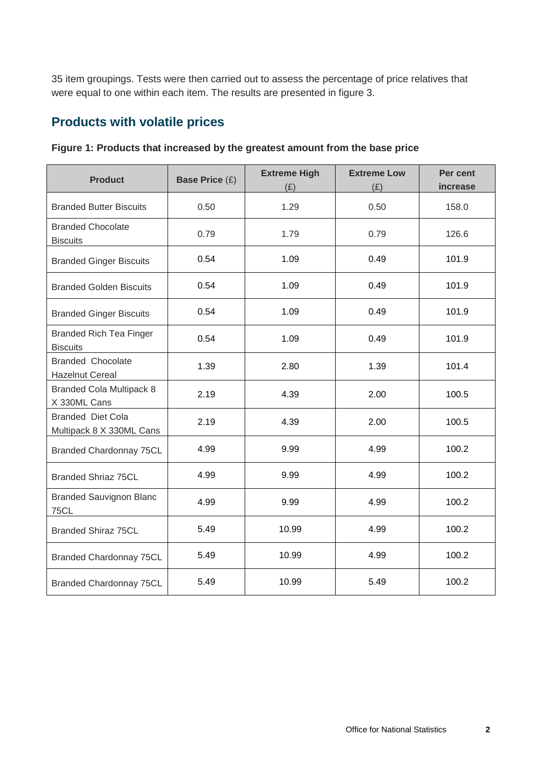35 item groupings. Tests were then carried out to assess the percentage of price relatives that were equal to one within each item. The results are presented in figure 3.

## Products with volatile prices

**Figure 1: Products that increased by the greatest amount from the base price**

| Product | Base Price (£) | Extreme High (£) | Extreme Low (£) | Per cent increase |
|---|---|---|---|---|
| Branded Butter Biscuits | 0.50 | 1.29 | 0.50 | 158.0 |
| Branded Chocolate Biscuits | 0.79 | 1.79 | 0.79 | 126.6 |
| Branded Ginger Biscuits | 0.54 | 1.09 | 0.49 | 101.9 |
| Branded Golden Biscuits | 0.54 | 1.09 | 0.49 | 101.9 |
| Branded Ginger Biscuits | 0.54 | 1.09 | 0.49 | 101.9 |
| Branded Rich Tea Finger Biscuits | 0.54 | 1.09 | 0.49 | 101.9 |
| Branded Chocolate Hazelnut Cereal | 1.39 | 2.80 | 1.39 | 101.4 |
| Branded Cola Multipack 8 X 330ML Cans | 2.19 | 4.39 | 2.00 | 100.5 |
| Branded Diet Cola Multipack 8 X 330ML Cans | 2.19 | 4.39 | 2.00 | 100.5 |
| Branded Chardonnay 75CL | 4.99 | 9.99 | 4.99 | 100.2 |
| Branded Shriaz 75CL | 4.99 | 9.99 | 4.99 | 100.2 |
| Branded Sauvignon Blanc 75CL | 4.99 | 9.99 | 4.99 | 100.2 |
| Branded Shiraz 75CL | 5.49 | 10.99 | 4.99 | 100.2 |
| Branded Chardonnay 75CL | 5.49 | 10.99 | 4.99 | 100.2 |
| Branded Chardonnay 75CL | 5.49 | 10.99 | 5.49 | 100.2 |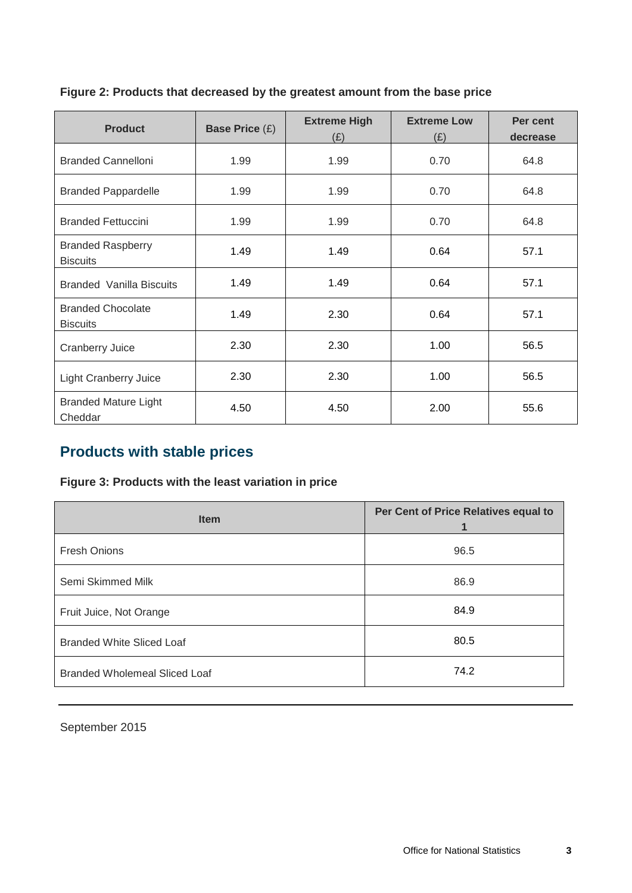**Figure 2: Products that decreased by the greatest amount from the base price**

| Product | Base Price (£) | Extreme High (£) | Extreme Low (£) | Per cent decrease |
|---|---|---|---|---|
| Branded Cannelloni | 1.99 | 1.99 | 0.70 | 64.8 |
| Branded Pappardelle | 1.99 | 1.99 | 0.70 | 64.8 |
| Branded Fettuccini | 1.99 | 1.99 | 0.70 | 64.8 |
| Branded Raspberry Biscuits | 1.49 | 1.49 | 0.64 | 57.1 |
| Branded Vanilla Biscuits | 1.49 | 1.49 | 0.64 | 57.1 |
| Branded Chocolate Biscuits | 1.49 | 2.30 | 0.64 | 57.1 |
| Cranberry Juice | 2.30 | 2.30 | 1.00 | 56.5 |
| Light Cranberry Juice | 2.30 | 2.30 | 1.00 | 56.5 |
| Branded Mature Light Cheddar | 4.50 | 4.50 | 2.00 | 55.6 |

## Products with stable prices

**Figure 3: Products with the least variation in price**

| Item | Per Cent of Price Relatives equal to 1 |
|---|---|
| Fresh Onions | 96.5 |
| Semi Skimmed Milk | 86.9 |
| Fruit Juice, Not Orange | 84.9 |
| Branded White Sliced Loaf | 80.5 |
| Branded Wholemeal Sliced Loaf | 74.2 |

September 2015